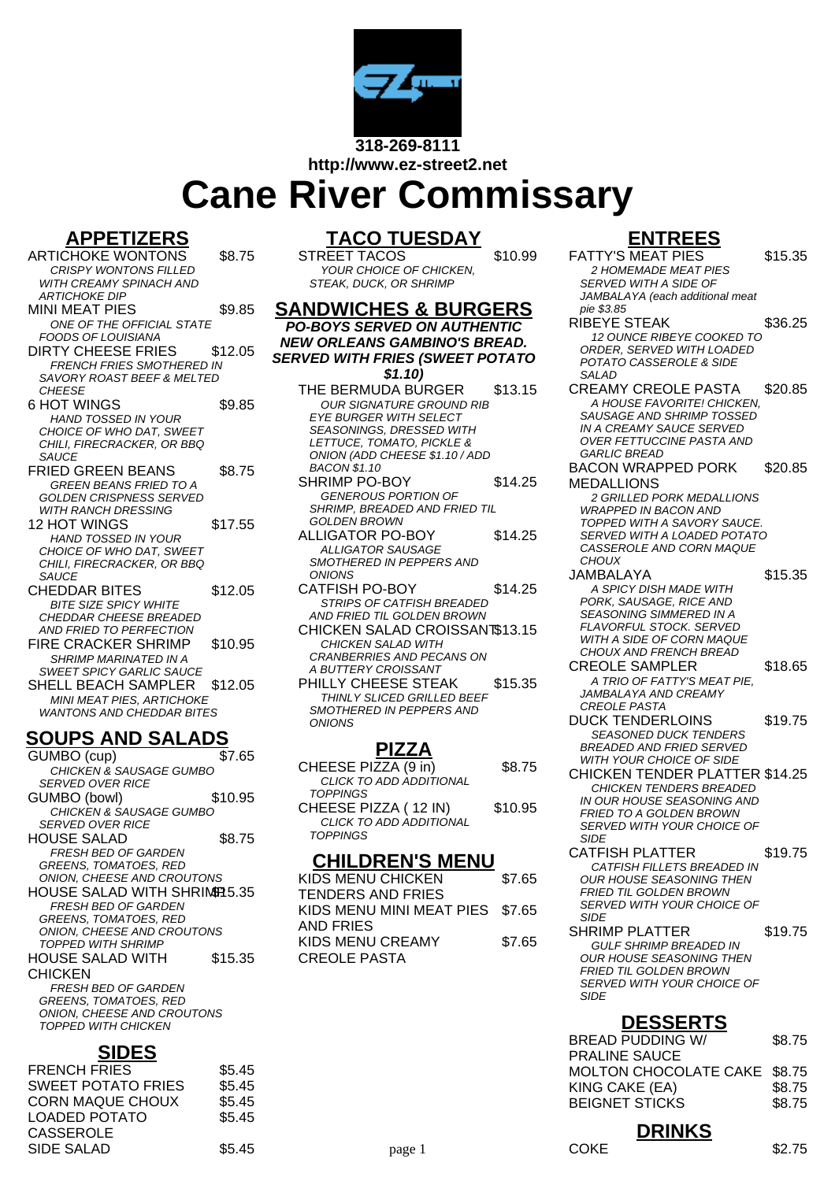318-269-8111

http://www.ez-street2.net

# Cane River Commissary

## APPETIZERS

**ARTICHOKE WONTONS** $8.75
*CRISPY WONTONS FILLED WITH CREAMY SPINACH AND ARTICHOKE DIP*

**MINI MEAT PIES** $9.85
*ONE OF THE OFFICIAL STATE FOODS OF LOUISIANA*

**DIRTY CHEESE FRIES** $12.05
*FRENCH FRIES SMOTHERED IN SAVORY ROAST BEEF & MELTED CHEESE*

**6 HOT WINGS** $9.85
*HAND TOSSED IN YOUR CHOICE OF WHO DAT, SWEET CHILI, FIRECRACKER, OR BBQ SAUCE*

**FRIED GREEN BEANS** $8.75
*GREEN BEANS FRIED TO A GOLDEN CRISPNESS SERVED WITH RANCH DRESSING*

**12 HOT WINGS** $17.55
*HAND TOSSED IN YOUR CHOICE OF WHO DAT, SWEET CHILI, FIRECRACKER, OR BBQ SAUCE*

**CHEDDAR BITES** $12.05
*BITE SIZE SPICY WHITE CHEDDAR CHEESE BREADED AND FRIED TO PERFECTION*

**FIRE CRACKER SHRIMP** $10.95
*SHRIMP MARINATED IN A SWEET SPICY GARLIC SAUCE*

**SHELL BEACH SAMPLER** $12.05
*MINI MEAT PIES, ARTICHOKE WANTONS AND CHEDDAR BITES*

## SOUPS AND SALADS

**GUMBO (cup)** $7.65
*CHICKEN & SAUSAGE GUMBO SERVED OVER RICE*

**GUMBO (bowl)** $10.95
*CHICKEN & SAUSAGE GUMBO SERVED OVER RICE*

**HOUSE SALAD** $8.75
*FRESH BED OF GARDEN GREENS, TOMATOES, RED ONION, CHEESE AND CROUTONS*

**HOUSE SALAD WITH SHRIMP** $15.35
*FRESH BED OF GARDEN GREENS, TOMATOES, RED ONION, CHEESE AND CROUTONS TOPPED WITH SHRIMP*

**HOUSE SALAD WITH CHICKEN** $15.35
*FRESH BED OF GARDEN GREENS, TOMATOES, RED ONION, CHEESE AND CROUTONS TOPPED WITH CHICKEN*

## SIDES

| Item | Price |
|---|---|
| FRENCH FRIES | $5.45 |
| SWEET POTATO FRIES | $5.45 |
| CORN MAQUE CHOUX | $5.45 |
| LOADED POTATO CASSEROLE | $5.45 |
| SIDE SALAD | $5.45 |

## TACO TUESDAY

**STREET TACOS** $10.99
*YOUR CHOICE OF CHICKEN, STEAK, DUCK, OR SHRIMP*

## SANDWICHES & BURGERS

***PO-BOYS SERVED ON AUTHENTIC NEW ORLEANS GAMBINO'S BREAD. SERVED WITH FRIES (SWEET POTATO $1.10)***

**THE BERMUDA BURGER** $13.15
*OUR SIGNATURE GROUND RIB EYE BURGER WITH SELECT SEASONINGS, DRESSED WITH LETTUCE, TOMATO, PICKLE & ONION (ADD CHEESE $1.10 / ADD BACON $1.10*

**SHRIMP PO-BOY** $14.25
*GENEROUS PORTION OF SHRIMP, BREADED AND FRIED TIL GOLDEN BROWN*

**ALLIGATOR PO-BOY** $14.25
*ALLIGATOR SAUSAGE SMOTHERED IN PEPPERS AND ONIONS*

**CATFISH PO-BOY** $14.25
*STRIPS OF CATFISH BREADED AND FRIED TIL GOLDEN BROWN*

**CHICKEN SALAD CROISSANT** $13.15
*CHICKEN SALAD WITH CRANBERRIES AND PECANS ON A BUTTERY CROISSANT*

**PHILLY CHEESE STEAK** $15.35
*THINLY SLICED GRILLED BEEF SMOTHERED IN PEPPERS AND ONIONS*

## PIZZA

**CHEESE PIZZA (9 in)** $8.75
*CLICK TO ADD ADDITIONAL TOPPINGS*

**CHEESE PIZZA ( 12 IN)** $10.95
*CLICK TO ADD ADDITIONAL TOPPINGS*

## CHILDREN'S MENU

| Item | Price |
|---|---|
| KIDS MENU CHICKEN TENDERS AND FRIES | $7.65 |
| KIDS MENU MINI MEAT PIES AND FRIES | $7.65 |
| KIDS MENU CREAMY CREOLE PASTA | $7.65 |

## ENTREES

**FATTY'S MEAT PIES** $15.35
*2 HOMEMADE MEAT PIES SERVED WITH A SIDE OF JAMBALAYA (each additional meat pie $3.85*

**RIBEYE STEAK** $36.25
*12 OUNCE RIBEYE COOKED TO ORDER, SERVED WITH LOADED POTATO CASSEROLE & SIDE SALAD*

**CREAMY CREOLE PASTA** $20.85
*A HOUSE FAVORITE! CHICKEN, SAUSAGE AND SHRIMP TOSSED IN A CREAMY SAUCE SERVED OVER FETTUCCINE PASTA AND GARLIC BREAD*

**BACON WRAPPED PORK MEDALLIONS** $20.85
*2 GRILLED PORK MEDALLIONS WRAPPED IN BACON AND TOPPED WITH A SAVORY SAUCE. SERVED WITH A LOADED POTATO CASSEROLE AND CORN MAQUE CHOUX*

**JAMBALAYA** $15.35
*A SPICY DISH MADE WITH PORK, SAUSAGE, RICE AND SEASONING SIMMERED IN A FLAVORFUL STOCK. SERVED WITH A SIDE OF CORN MAQUE CHOUX AND FRENCH BREAD*

**CREOLE SAMPLER** $18.65
*A TRIO OF FATTY'S MEAT PIE, JAMBALAYA AND CREAMY CREOLE PASTA*

**DUCK TENDERLOINS** $19.75
*SEASONED DUCK TENDERS BREADED AND FRIED SERVED WITH YOUR CHOICE OF SIDE*

**CHICKEN TENDER PLATTER** $14.25
*CHICKEN TENDERS BREADED IN OUR HOUSE SEASONING AND FRIED TO A GOLDEN BROWN SERVED WITH YOUR CHOICE OF SIDE*

**CATFISH PLATTER** $19.75
*CATFISH FILLETS BREADED IN OUR HOUSE SEASONING THEN FRIED TIL GOLDEN BROWN SERVED WITH YOUR CHOICE OF SIDE*

**SHRIMP PLATTER** $19.75
*GULF SHRIMP BREADED IN OUR HOUSE SEASONING THEN FRIED TIL GOLDEN BROWN SERVED WITH YOUR CHOICE OF SIDE*

## DESSERTS

| Item | Price |
|---|---|
| BREAD PUDDING W/ PRALINE SAUCE | $8.75 |
| MOLTON CHOCOLATE CAKE | $8.75 |
| KING CAKE (EA) | $8.75 |
| BEIGNET STICKS | $8.75 |

## DRINKS

| Item | Price |
|---|---|
| COKE | $2.75 |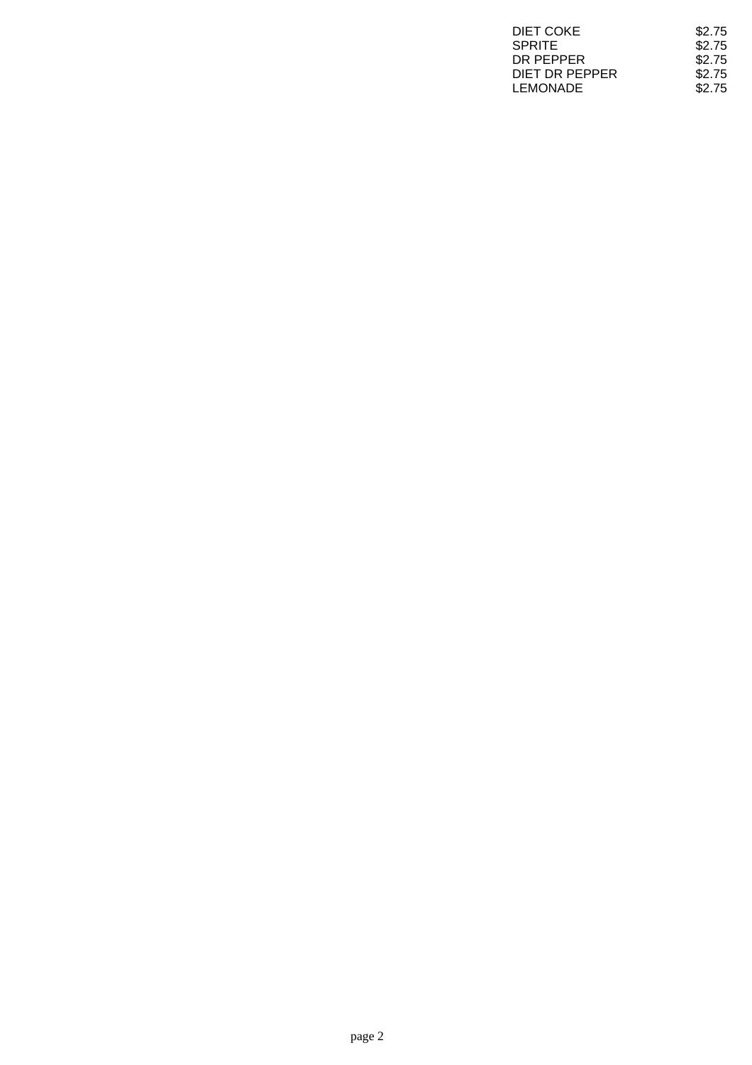| | |
|---|---|
| DIET COKE | $2.75 |
| SPRITE | $2.75 |
| DR PEPPER | $2.75 |
| DIET DR PEPPER | $2.75 |
| LEMONADE | $2.75 |